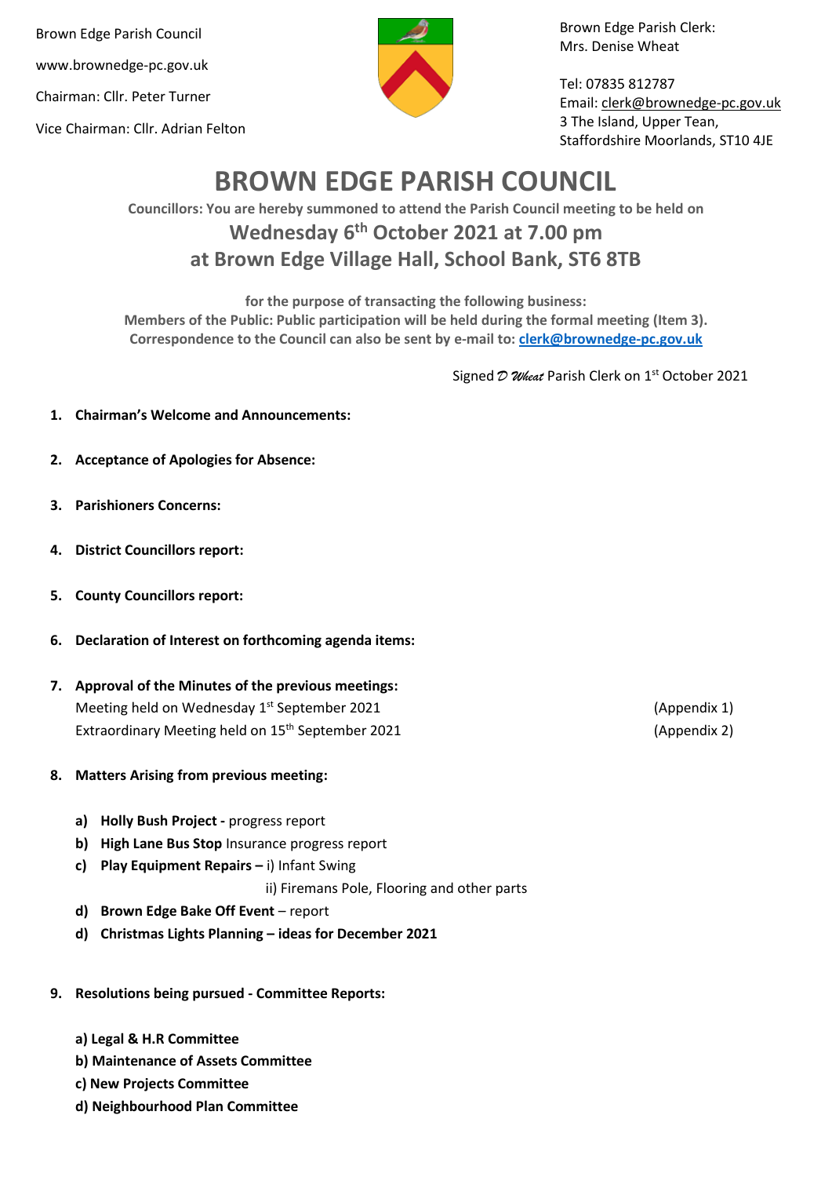Brown Edge Parish Council

www.brownedge-pc.gov.uk

Chairman: Cllr. Peter Turner

Vice Chairman: Cllr. Adrian Felton

Brown Edge Parish Clerk:
Mrs. Denise Wheat

Tel: 07835 812787
Email: clerk@brownedge-pc.gov.uk
3 The Island, Upper Tean,
Staffordshire Moorlands, ST10 4JE

# BROWN EDGE PARISH COUNCIL

**Councillors: You are hereby summoned to attend the Parish Council meeting to be held on**

## Wednesday 6th October 2021 at 7.00 pm
## at Brown Edge Village Hall, School Bank, ST6 8TB

**for the purpose of transacting the following business:**
**Members of the Public: Public participation will be held during the formal meeting (Item 3).**
**Correspondence to the Council can also be sent by e-mail to: clerk@brownedge-pc.gov.uk**

Signed *D Wheat* Parish Clerk on 1st October 2021

1. **Chairman's Welcome and Announcements:**

2. **Acceptance of Apologies for Absence:**

3. **Parishioners Concerns:**

4. **District Councillors report:**

5. **County Councillors report:**

6. **Declaration of Interest on forthcoming agenda items:**

7. **Approval of the Minutes of the previous meetings:**
   Meeting held on Wednesday 1st September 2021 (Appendix 1)
   Extraordinary Meeting held on 15th September 2021 (Appendix 2)

8. **Matters Arising from previous meeting:**

   a) **Holly Bush Project -** progress report
   b) **High Lane Bus Stop** Insurance progress report
   c) **Play Equipment Repairs –** i) Infant Swing
      ii) Firemans Pole, Flooring and other parts
   d) **Brown Edge Bake Off Event** – report
   d) **Christmas Lights Planning – ideas for December 2021**

9. **Resolutions being pursued - Committee Reports:**

   **a) Legal & H.R Committee**
   **b) Maintenance of Assets Committee**
   **c) New Projects Committee**
   **d) Neighbourhood Plan Committee**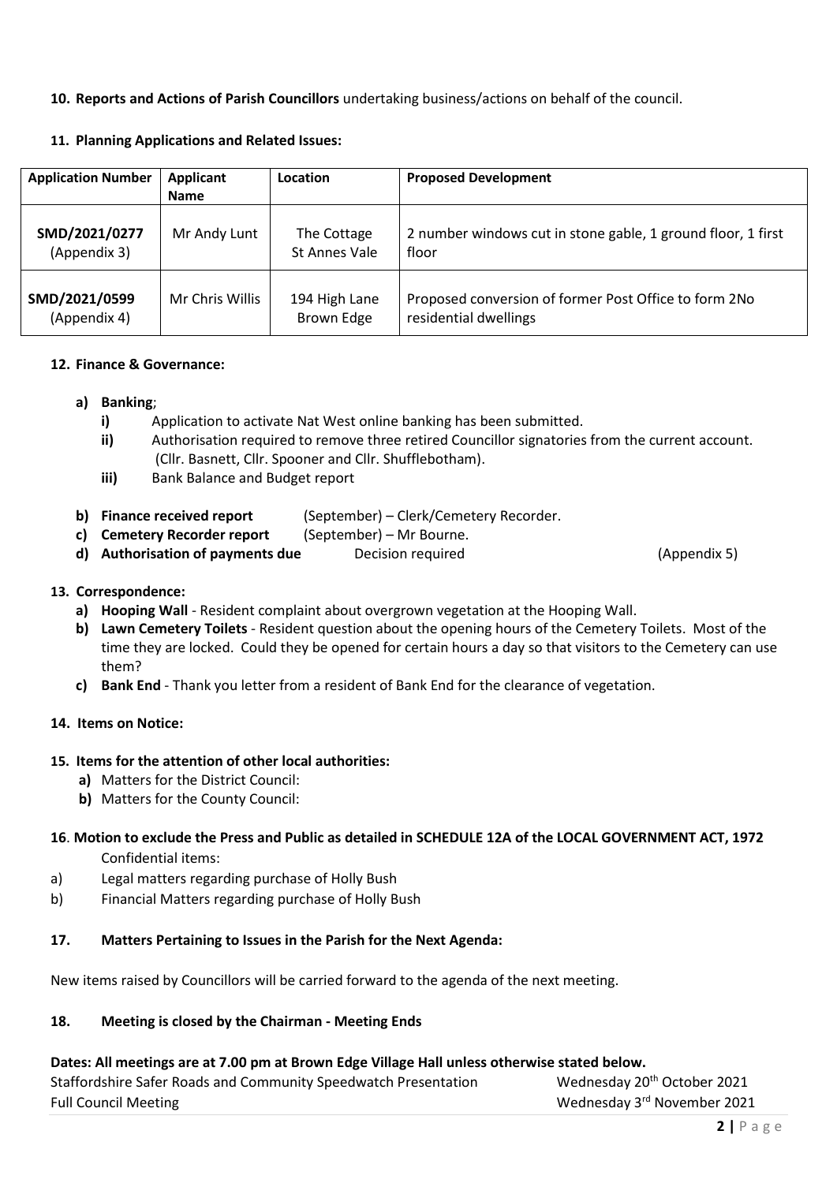**10. Reports and Actions of Parish Councillors** undertaking business/actions on behalf of the council.

**11. Planning Applications and Related Issues:**

| Application Number | Applicant Name | Location | Proposed Development |
|---|---|---|---|
| **SMD/2021/0277** (Appendix 3) | Mr Andy Lunt | The Cottage St Annes Vale | 2 number windows cut in stone gable, 1 ground floor, 1 first floor |
| **SMD/2021/0599** (Appendix 4) | Mr Chris Willis | 194 High Lane Brown Edge | Proposed conversion of former Post Office to form 2No residential dwellings |

**12. Finance & Governance:**

- **a) Banking**;
  - **i)** Application to activate Nat West online banking has been submitted.
  - **ii)** Authorisation required to remove three retired Councillor signatories from the current account. (Cllr. Basnett, Cllr. Spooner and Cllr. Shufflebotham).
  - **iii)** Bank Balance and Budget report
- **b) Finance received report** (September) – Clerk/Cemetery Recorder.
- **c) Cemetery Recorder report** (September) – Mr Bourne.
- **d) Authorisation of payments due** Decision required (Appendix 5)

**13. Correspondence:**

- **a) Hooping Wall** - Resident complaint about overgrown vegetation at the Hooping Wall.
- **b) Lawn Cemetery Toilets** - Resident question about the opening hours of the Cemetery Toilets. Most of the time they are locked. Could they be opened for certain hours a day so that visitors to the Cemetery can use them?
- **c) Bank End** - Thank you letter from a resident of Bank End for the clearance of vegetation.

**14. Items on Notice:**

**15. Items for the attention of other local authorities:**

- **a)** Matters for the District Council:
- **b)** Matters for the County Council:

**16**. **Motion to exclude the Press and Public as detailed in SCHEDULE 12A of the LOCAL GOVERNMENT ACT, 1972**

Confidential items:

- a) Legal matters regarding purchase of Holly Bush
- b) Financial Matters regarding purchase of Holly Bush

**17. Matters Pertaining to Issues in the Parish for the Next Agenda:**

New items raised by Councillors will be carried forward to the agenda of the next meeting.

**18. Meeting is closed by the Chairman - Meeting Ends**

**Dates: All meetings are at 7.00 pm at Brown Edge Village Hall unless otherwise stated below.**

| | |
|---|---|
| Staffordshire Safer Roads and Community Speedwatch Presentation | Wednesday 20th October 2021 |
| Full Council Meeting | Wednesday 3rd November 2021 |